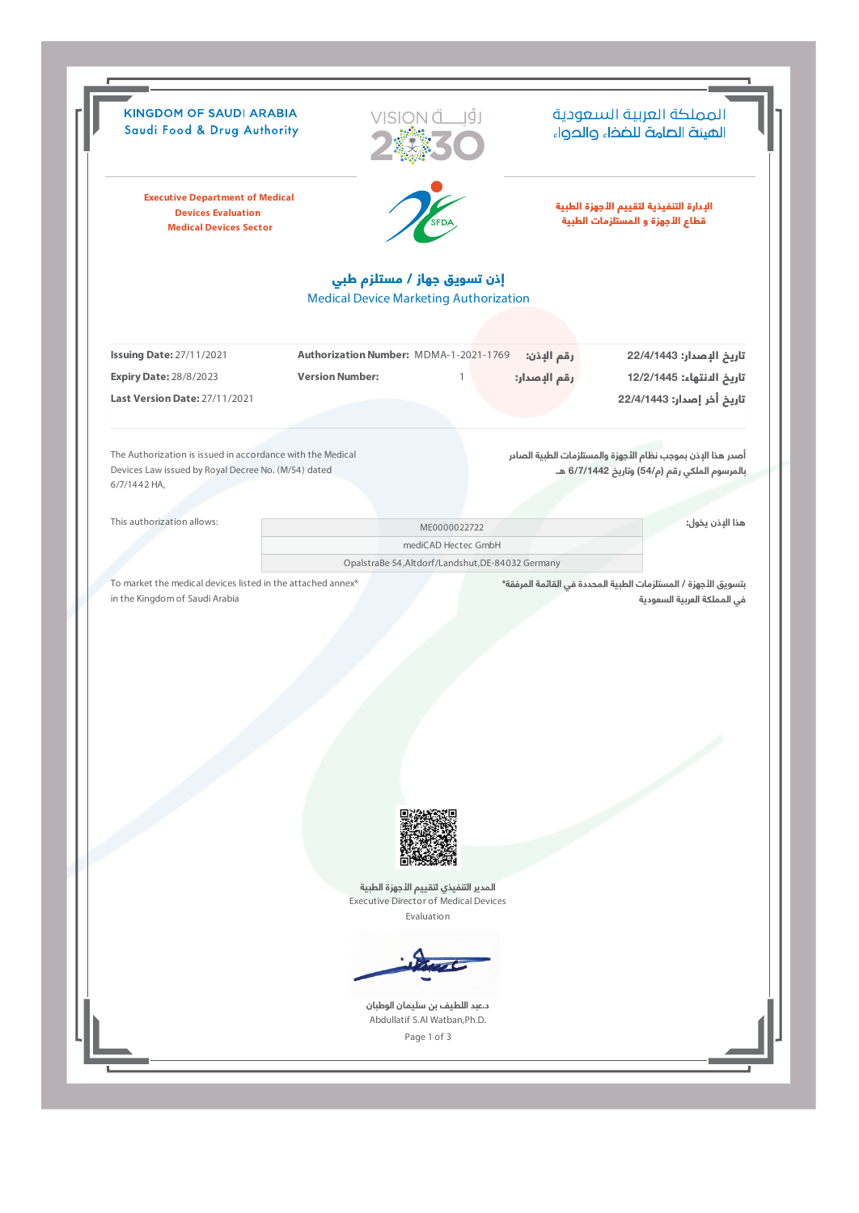KINGDOM OF SAUDI ARABIA
Saudi Food & Drug Authority

المملكة العربية السعودية
الهيئة العامة للغذاء والدواء

Executive Department of Medical Devices Evaluation
Medical Devices Sector

الإدارة التنفيذية لتقييم الأجهزة الطبية
قطاع الأجهزة و المستلزمات الطبية

# إذن تسويق جهاز / مستلزم طبي

## Medical Device Marketing Authorization

**Issuing Date:** 27/11/2021

**Expiry Date:** 28/8/2023

**Last Version Date:** 27/11/2021

**Authorization Number:** MDMA-1-2021-1769 **رقم الإذن:**

**Version Number:** 1 **رقم الإصدار:**

**تاريخ الإصدار:** 22/4/1443

**تاريخ الانتهاء:** 12/2/1445

**تاريخ أخر إصدار:** 22/4/1443

The Authorization is issued in accordance with the Medical Devices Law issued by Royal Decree No. (M/54) dated 6/7/1442 HA,

أصدر هذا الإذن بموجب نظام الأجهزة والمستلزمات الطبية الصادر بالمرسوم الملكي رقم (م/54) وتاريخ 6/7/1442 هـ

This authorization allows: هذا الإذن يخول:

| ME0000022722 |
|---|
| mediCAD Hectec GmbH |
| OpalstraBe 54,Altdorf/Landshut,DE-84032 Germany |

To market the medical devices listed in the attached annex* in the Kingdom of Saudi Arabia

بتسويق الأجهزة / المستلزمات الطبية المحددة في القائمة المرفقة* في المملكة العربية السعودية

المدير التنفيذي لتقييم الأجهزة الطبية
Executive Director of Medical Devices Evaluation

د.عبد اللطيف بن سليمان الوطبان
Abdullatif S.Al Watban,Ph.D.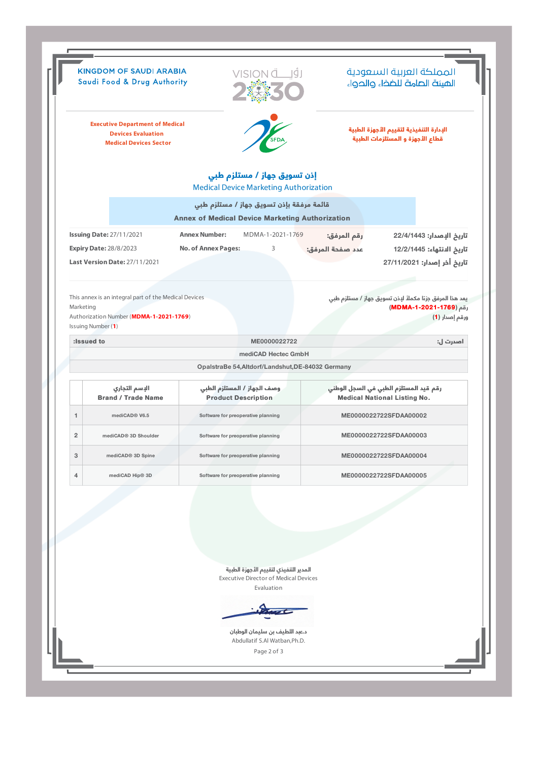KINGDOM OF SAUDI ARABIA
Saudi Food & Drug Authority

المملكة العربية السعودية
الهيئة العامة للغذاء والدواء

VISION رؤية 2030

**Executive Department of Medical Devices Evaluation**
**Medical Devices Sector**

**الإدارة التنفيذية لتقييم الأجهزة الطبية**
**قطاع الأجهزة و المستلزمات الطبية**

## إذن تسويق جهاز / مستلزم طبي

## Medical Device Marketing Authorization

### قائمة مرفقة بإذن تسويق جهاز / مستلزم طبي

### Annex of Medical Device Marketing Authorization

**Issuing Date:** 27/11/2021 | **Annex Number:** MDMA-1-2021-1769 | **رقم المرفق:** | **تاريخ الإصدار:** 22/4/1443

**Expiry Date:** 28/8/2023 | **No. of Annex Pages:** 3 | **عدد صفحة المرفق:** | **تاريخ الانتهاء:** 12/2/1445

**Last Version Date:** 27/11/2021 | **تاريخ أخر إصدار:** 27/11/2021

This annex is an integral part of the Medical Devices Marketing Authorization Number (**MDMA-1-2021-1769**) Issuing Number (**1**)

يعد هذا المرفق جزءً مكملاً لإذن تسويق جهاز / مستلزم طبي رقم (**MDMA-1-2021-1769**) ورقم إصدار (**1**)

| :Issued to | ME0000022722 | صدرت ل: |
|---|---|---|
| | mediCAD Hectec GmbH | |
| | OpalstraBe 54,Altdorf/Landshut,DE-84032 Germany | |

| | الإسم التجاري<br>Brand / Trade Name | وصف الجهاز / المستلزم الطبي<br>Product Description | رقم قيد المستلزم الطبي في السجل الوطني<br>Medical National Listing No. |
|---|---|---|---|
| 1 | mediCAD® V6.5 | Software for preoperative planning | ME0000022722SFDAA00002 |
| 2 | mediCAD® 3D Shoulder | Software for preoperative planning | ME0000022722SFDAA00003 |
| 3 | mediCAD® 3D Spine | Software for preoperative planning | ME0000022722SFDAA00004 |
| 4 | mediCAD Hip® 3D | Software for preoperative planning | ME0000022722SFDAA00005 |

المدير التنفيذي لتقييم الأجهزة الطبية
Executive Director of Medical Devices Evaluation

د.عبد اللطيف بن سليمان الوطبان
Abdullatif S.Al Watban,Ph.D.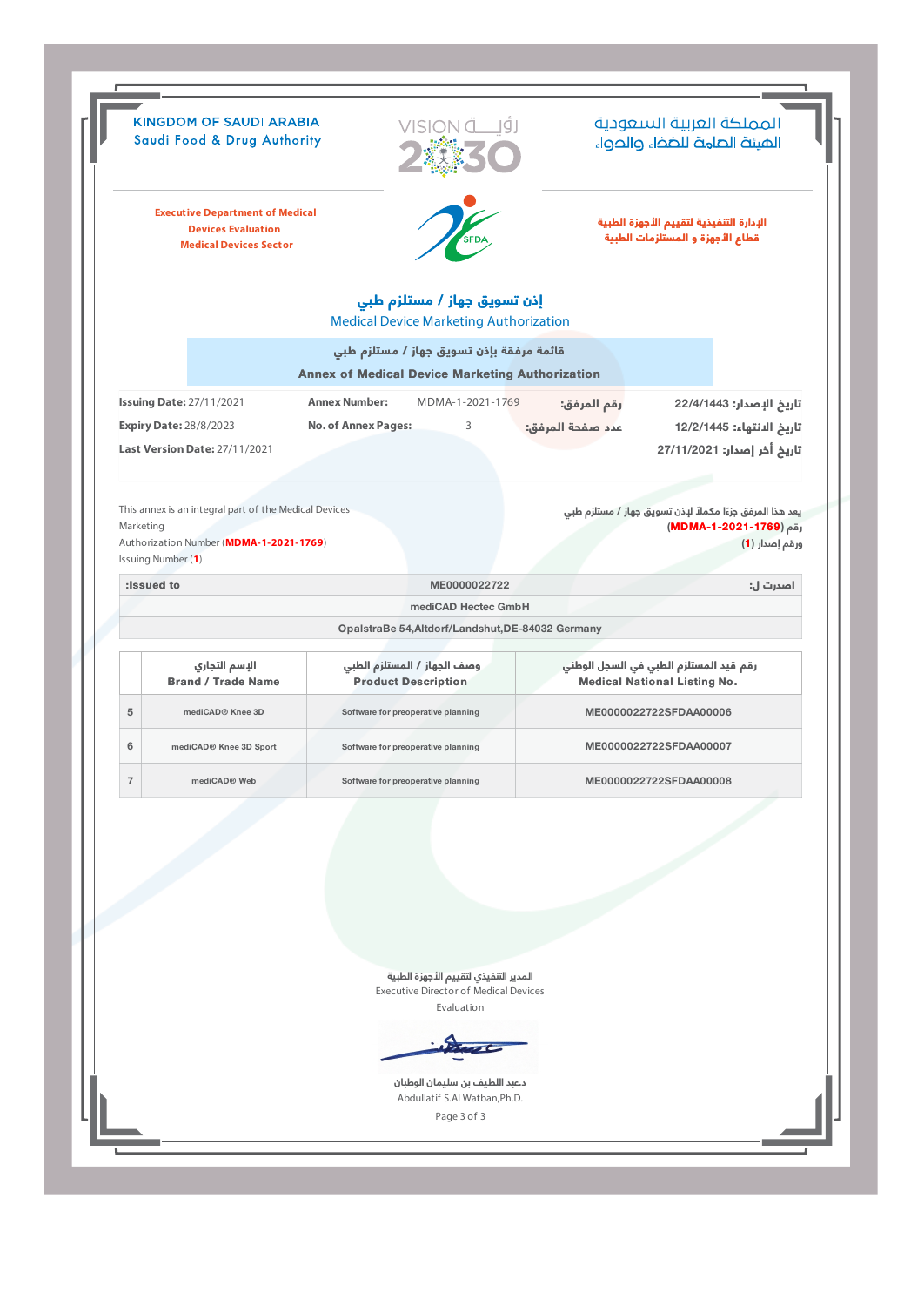KINGDOM OF SAUDI ARABIA
Saudi Food & Drug Authority

المملكة العربية السعودية
الهيئة العامة للغذاء والدواء

Executive Department of Medical Devices Evaluation
Medical Devices Sector

الإدارة التنفيذية لتقييم الأجهزة الطبية
قطاع الأجهزة و المستلزمات الطبية

# إذن تسويق جهاز / مستلزم طبي
# Medical Device Marketing Authorization

## قائمة مرفقة بإذن تسويق جهاز / مستلزم طبي
## Annex of Medical Device Marketing Authorization

**Issuing Date:** 27/11/2021 **Annex Number:** MDMA-1-2021-1769 :رقم المرفق **تاريخ الإصدار:** 22/4/1443

**Expiry Date:** 28/8/2023 **No. of Annex Pages:** 3 :عدد صفحة المرفق **تاريخ الانتهاء:** 12/2/1445

**Last Version Date:** 27/11/2021 **تاريخ أخر إصدار:** 27/11/2021

This annex is an integral part of the Medical Devices Marketing Authorization Number (**MDMA-1-2021-1769**) Issuing Number (**1**)

يعد هذا المرفق جزءًا مكملاً لإذن تسويق جهاز / مستلزم طبي رقم (**MDMA-1-2021-1769**) ورقم إصدار (**1**)

| :Issued to | ME0000022722 | :صدرت ل |
|---|---|---|
| | mediCAD Hectec GmbH | |
| | OpalstraBe 54,Altdorf/Landshut,DE-84032 Germany | |

| | الإسم التجاري<br>Brand / Trade Name | وصف الجهاز / المستلزم الطبي<br>Product Description | رقم قيد المستلزم الطبي في السجل الوطني<br>Medical National Listing No. |
|---|---|---|---|
| 5 | mediCAD® Knee 3D | Software for preoperative planning | ME0000022722SFDAA00006 |
| 6 | mediCAD® Knee 3D Sport | Software for preoperative planning | ME0000022722SFDAA00007 |
| 7 | mediCAD® Web | Software for preoperative planning | ME0000022722SFDAA00008 |

المدير التنفيذي لتقييم الأجهزة الطبية
Executive Director of Medical Devices Evaluation

د.عبد اللطيف بن سليمان الوطبان
Abdullatif S.Al Watban,Ph.D.